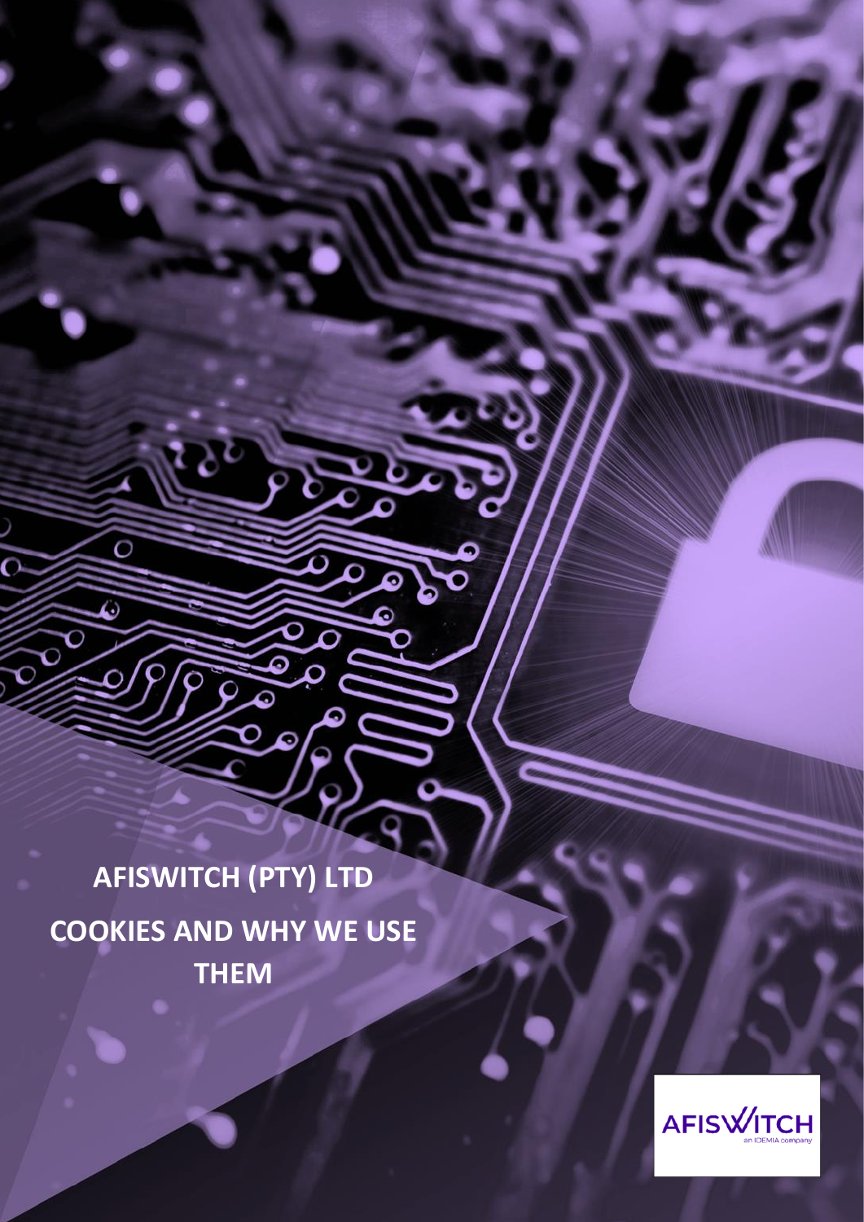# AFISWITCH (PTY) LTD

# COOKIES AND WHY WE USE THEM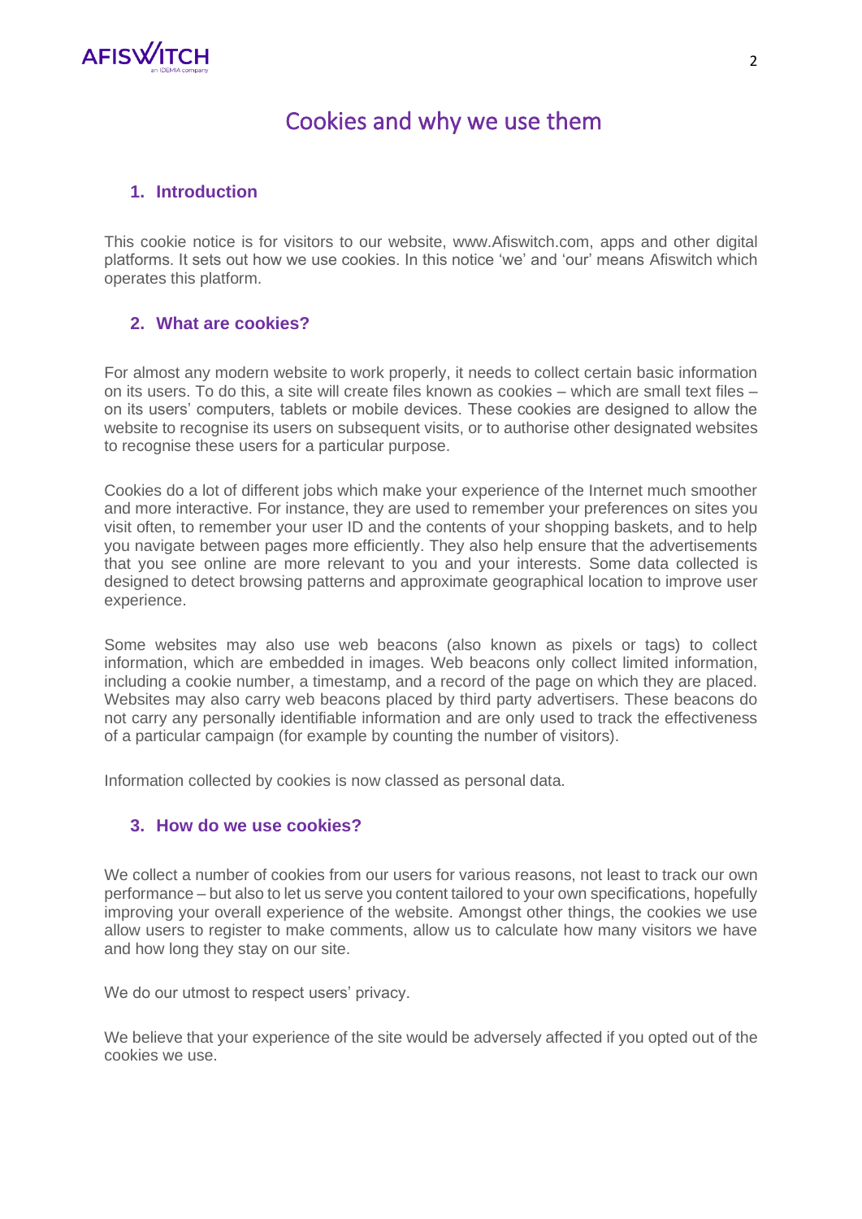# Cookies and why we use them

## 1. Introduction

This cookie notice is for visitors to our website, www.Afiswitch.com, apps and other digital platforms. It sets out how we use cookies. In this notice 'we' and 'our' means Afiswitch which operates this platform.

## 2. What are cookies?

For almost any modern website to work properly, it needs to collect certain basic information on its users. To do this, a site will create files known as cookies – which are small text files – on its users' computers, tablets or mobile devices. These cookies are designed to allow the website to recognise its users on subsequent visits, or to authorise other designated websites to recognise these users for a particular purpose.

Cookies do a lot of different jobs which make your experience of the Internet much smoother and more interactive. For instance, they are used to remember your preferences on sites you visit often, to remember your user ID and the contents of your shopping baskets, and to help you navigate between pages more efficiently. They also help ensure that the advertisements that you see online are more relevant to you and your interests. Some data collected is designed to detect browsing patterns and approximate geographical location to improve user experience.

Some websites may also use web beacons (also known as pixels or tags) to collect information, which are embedded in images. Web beacons only collect limited information, including a cookie number, a timestamp, and a record of the page on which they are placed. Websites may also carry web beacons placed by third party advertisers. These beacons do not carry any personally identifiable information and are only used to track the effectiveness of a particular campaign (for example by counting the number of visitors).

Information collected by cookies is now classed as personal data.

## 3. How do we use cookies?

We collect a number of cookies from our users for various reasons, not least to track our own performance – but also to let us serve you content tailored to your own specifications, hopefully improving your overall experience of the website. Amongst other things, the cookies we use allow users to register to make comments, allow us to calculate how many visitors we have and how long they stay on our site.

We do our utmost to respect users' privacy.

We believe that your experience of the site would be adversely affected if you opted out of the cookies we use.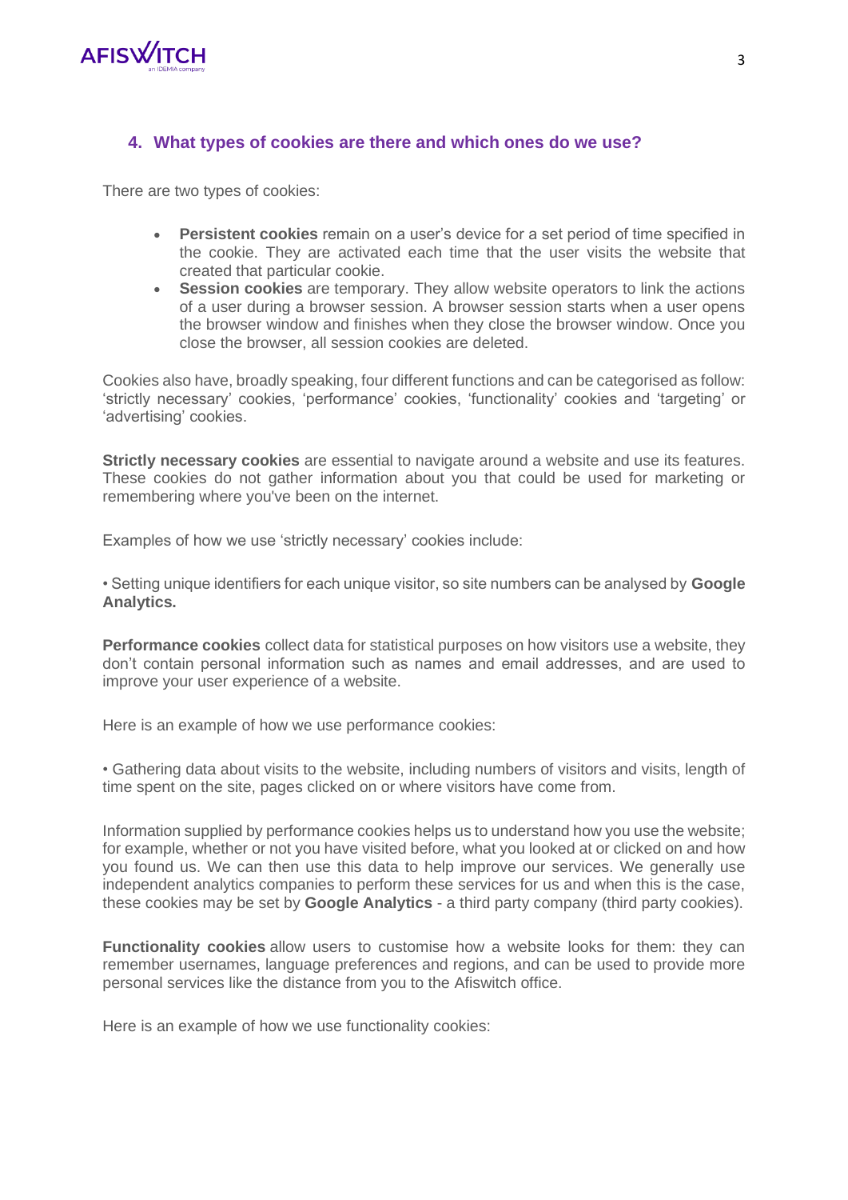## 4. What types of cookies are there and which ones do we use?

There are two types of cookies:

- **Persistent cookies** remain on a user's device for a set period of time specified in the cookie. They are activated each time that the user visits the website that created that particular cookie.
- **Session cookies** are temporary. They allow website operators to link the actions of a user during a browser session. A browser session starts when a user opens the browser window and finishes when they close the browser window. Once you close the browser, all session cookies are deleted.

Cookies also have, broadly speaking, four different functions and can be categorised as follow: 'strictly necessary' cookies, 'performance' cookies, 'functionality' cookies and 'targeting' or 'advertising' cookies.

**Strictly necessary cookies** are essential to navigate around a website and use its features. These cookies do not gather information about you that could be used for marketing or remembering where you've been on the internet.

Examples of how we use 'strictly necessary' cookies include:

• Setting unique identifiers for each unique visitor, so site numbers can be analysed by **Google Analytics.**

**Performance cookies** collect data for statistical purposes on how visitors use a website, they don't contain personal information such as names and email addresses, and are used to improve your user experience of a website.

Here is an example of how we use performance cookies:

• Gathering data about visits to the website, including numbers of visitors and visits, length of time spent on the site, pages clicked on or where visitors have come from.

Information supplied by performance cookies helps us to understand how you use the website; for example, whether or not you have visited before, what you looked at or clicked on and how you found us. We can then use this data to help improve our services. We generally use independent analytics companies to perform these services for us and when this is the case, these cookies may be set by **Google Analytics** - a third party company (third party cookies).

**Functionality cookies** allow users to customise how a website looks for them: they can remember usernames, language preferences and regions, and can be used to provide more personal services like the distance from you to the Afiswitch office.

Here is an example of how we use functionality cookies: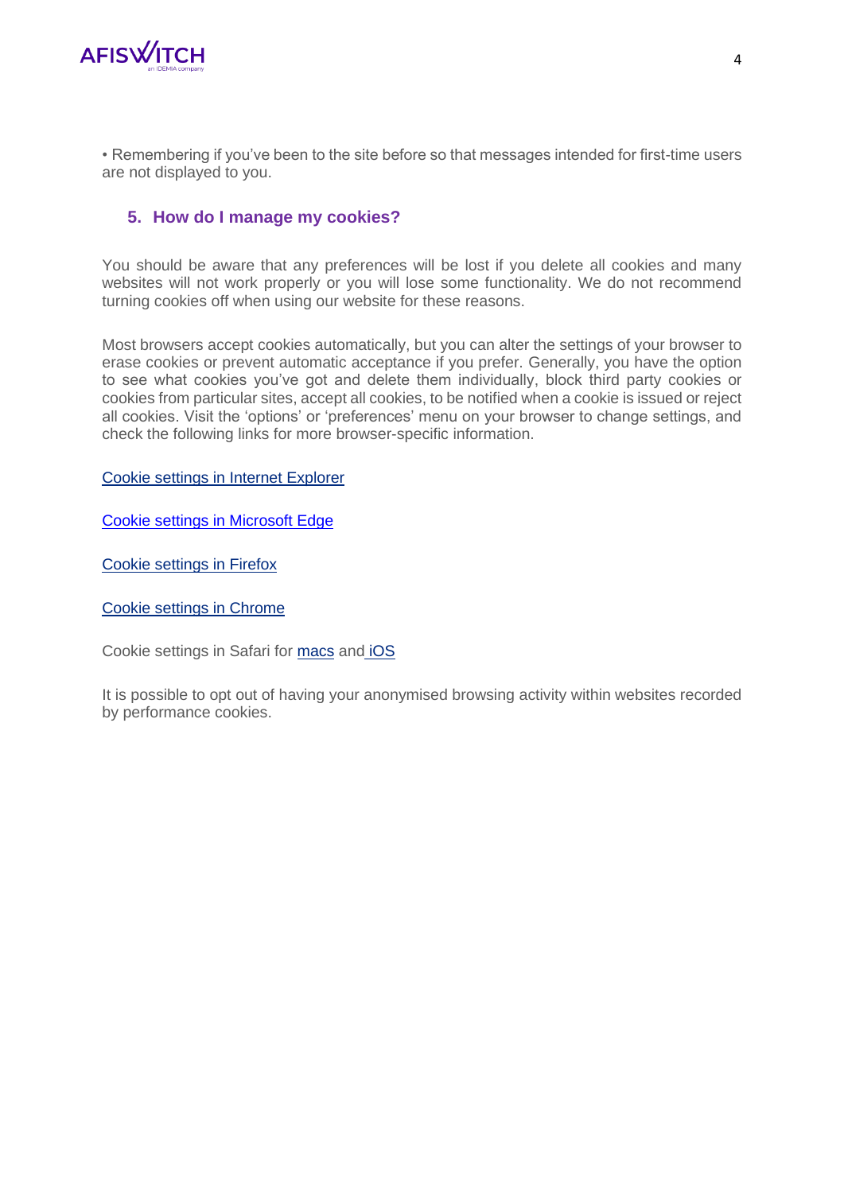• Remembering if you've been to the site before so that messages intended for first-time users are not displayed to you.

## 5. How do I manage my cookies?

You should be aware that any preferences will be lost if you delete all cookies and many websites will not work properly or you will lose some functionality. We do not recommend turning cookies off when using our website for these reasons.

Most browsers accept cookies automatically, but you can alter the settings of your browser to erase cookies or prevent automatic acceptance if you prefer. Generally, you have the option to see what cookies you've got and delete them individually, block third party cookies or cookies from particular sites, accept all cookies, to be notified when a cookie is issued or reject all cookies. Visit the 'options' or 'preferences' menu on your browser to change settings, and check the following links for more browser-specific information.

Cookie settings in Internet Explorer

Cookie settings in Microsoft Edge

Cookie settings in Firefox

Cookie settings in Chrome

Cookie settings in Safari for macs and iOS

It is possible to opt out of having your anonymised browsing activity within websites recorded by performance cookies.